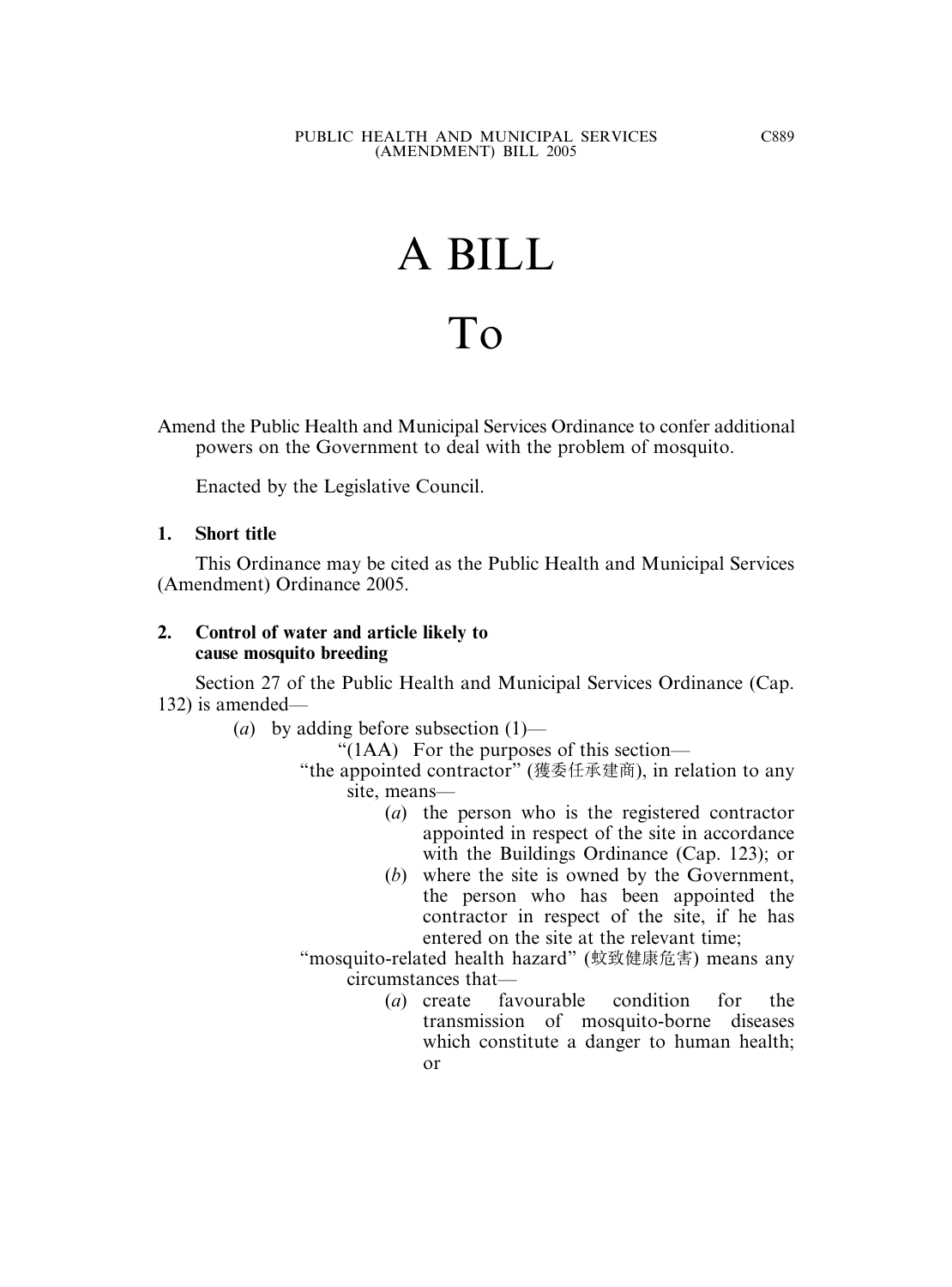# A BILL

# To

Amend the Public Health and Municipal Services Ordinance to confer additional powers on the Government to deal with the problem of mosquito.

Enacted by the Legislative Council.

**1. Short title**

This Ordinance may be cited as the Public Health and Municipal Services (Amendment) Ordinance 2005.

**2. Control of water and article likely to cause mosquito breeding**

Section 27 of the Public Health and Municipal Services Ordinance (Cap. 132) is amended—

(*a*) by adding before subsection (1)—

"(1AA) For the purposes of this section—

"the appointed contractor" (獲委任承建商), in relation to any site, means—

(*a*) the person who is the registered contractor appointed in respect of the site in accordance with the Buildings Ordinance (Cap. 123); or

(*b*) where the site is owned by the Government, the person who has been appointed the contractor in respect of the site, if he has entered on the site at the relevant time;

"mosquito-related health hazard" (蚊致健康危害) means any circumstances that—

(*a*) create favourable condition for the transmission of mosquito-borne diseases which constitute a danger to human health; or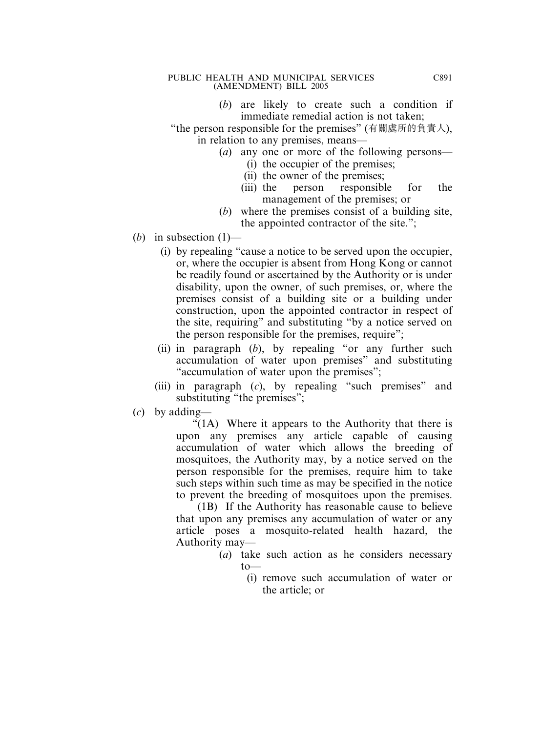(*b*) are likely to create such a condition if immediate remedial action is not taken;

"the person responsible for the premises" (有關處所的負責人), in relation to any premises, means—

(*a*) any one or more of the following persons—

(i) the occupier of the premises;

(ii) the owner of the premises;

(iii) the person responsible for the management of the premises; or

(*b*) where the premises consist of a building site, the appointed contractor of the site.";

(*b*) in subsection (1)—

(i) by repealing "cause a notice to be served upon the occupier, or, where the occupier is absent from Hong Kong or cannot be readily found or ascertained by the Authority or is under disability, upon the owner, of such premises, or, where the premises consist of a building site or a building under construction, upon the appointed contractor in respect of the site, requiring" and substituting "by a notice served on the person responsible for the premises, require";

(ii) in paragraph (*b*), by repealing "or any further such accumulation of water upon premises" and substituting "accumulation of water upon the premises";

(iii) in paragraph (*c*), by repealing "such premises" and substituting "the premises";

(*c*) by adding—

"(1A) Where it appears to the Authority that there is upon any premises any article capable of causing accumulation of water which allows the breeding of mosquitoes, the Authority may, by a notice served on the person responsible for the premises, require him to take such steps within such time as may be specified in the notice to prevent the breeding of mosquitoes upon the premises.

(1B) If the Authority has reasonable cause to believe that upon any premises any accumulation of water or any article poses a mosquito-related health hazard, the Authority may—

(*a*) take such action as he considers necessary to—

(i) remove such accumulation of water or the article; or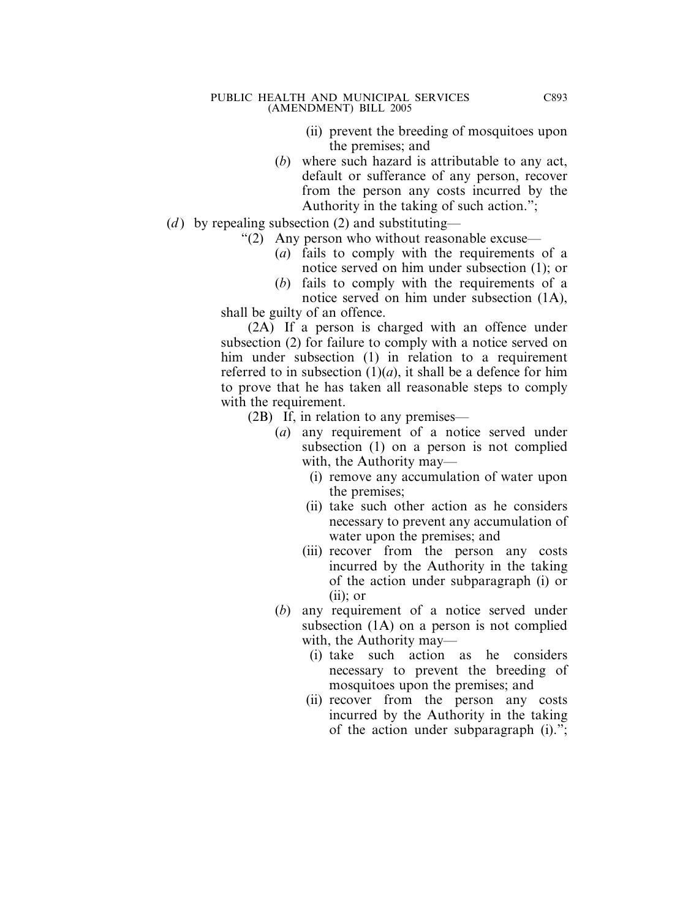(ii) prevent the breeding of mosquitoes upon the premises; and

(*b*) where such hazard is attributable to any act, default or sufferance of any person, recover from the person any costs incurred by the Authority in the taking of such action.";

(*d*) by repealing subsection (2) and substituting—

"(2) Any person who without reasonable excuse—

(*a*) fails to comply with the requirements of a notice served on him under subsection (1); or

(*b*) fails to comply with the requirements of a notice served on him under subsection (1A),

shall be guilty of an offence.

(2A) If a person is charged with an offence under subsection (2) for failure to comply with a notice served on him under subsection (1) in relation to a requirement referred to in subsection (1)(*a*), it shall be a defence for him to prove that he has taken all reasonable steps to comply with the requirement.

(2B) If, in relation to any premises—

(*a*) any requirement of a notice served under subsection (1) on a person is not complied with, the Authority may—

(i) remove any accumulation of water upon the premises;

(ii) take such other action as he considers necessary to prevent any accumulation of water upon the premises; and

(iii) recover from the person any costs incurred by the Authority in the taking of the action under subparagraph (i) or (ii); or

(*b*) any requirement of a notice served under subsection (1A) on a person is not complied with, the Authority may—

(i) take such action as he considers necessary to prevent the breeding of mosquitoes upon the premises; and

(ii) recover from the person any costs incurred by the Authority in the taking of the action under subparagraph (i).";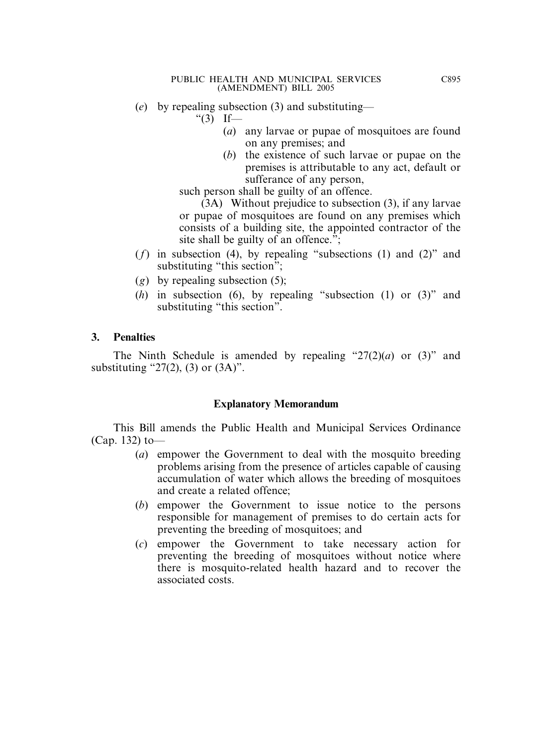(*e*) by repealing subsection (3) and substituting—

"(3) If—

(*a*) any larvae or pupae of mosquitoes are found on any premises; and

(*b*) the existence of such larvae or pupae on the premises is attributable to any act, default or sufferance of any person,

such person shall be guilty of an offence.

(3A) Without prejudice to subsection (3), if any larvae or pupae of mosquitoes are found on any premises which consists of a building site, the appointed contractor of the site shall be guilty of an offence.";

(*f*) in subsection (4), by repealing "subsections (1) and (2)" and substituting "this section";

(*g*) by repealing subsection (5);

(*h*) in subsection (6), by repealing "subsection (1) or (3)" and substituting "this section".

**3. Penalties**

The Ninth Schedule is amended by repealing "27(2)(*a*) or (3)" and substituting "27(2), (3) or (3A)".

**Explanatory Memorandum**

This Bill amends the Public Health and Municipal Services Ordinance (Cap. 132) to—

(*a*) empower the Government to deal with the mosquito breeding problems arising from the presence of articles capable of causing accumulation of water which allows the breeding of mosquitoes and create a related offence;

(*b*) empower the Government to issue notice to the persons responsible for management of premises to do certain acts for preventing the breeding of mosquitoes; and

(*c*) empower the Government to take necessary action for preventing the breeding of mosquitoes without notice where there is mosquito-related health hazard and to recover the associated costs.